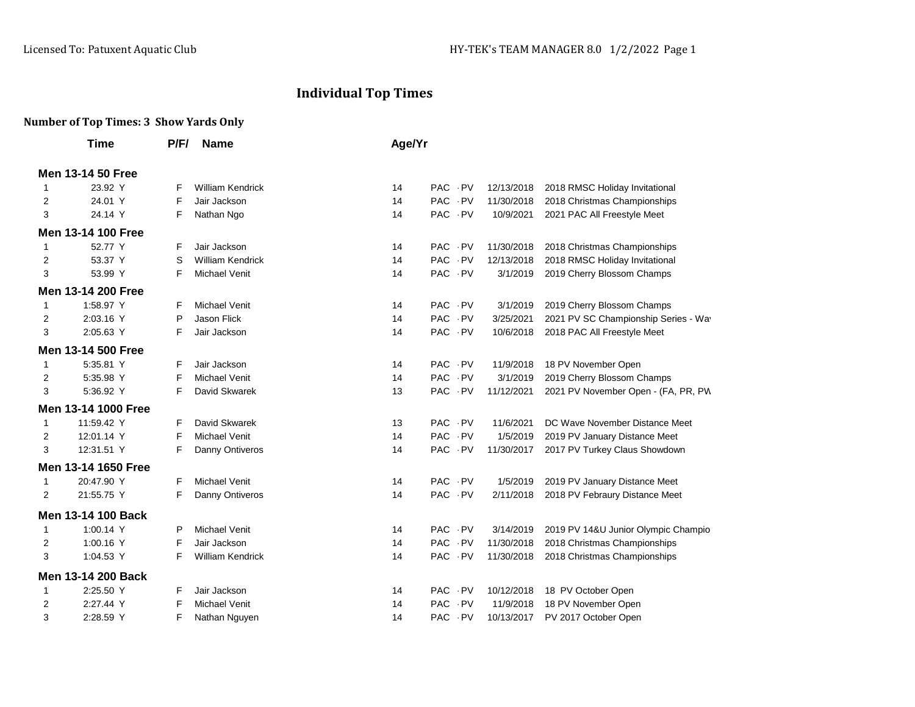# Individual Top Times

**Number of Top Times: 3 Show Yards Only**

| | Time | P/F/ | Name | Age/Yr | | | |
|---|---|---|---|---|---|---|---|
| **Men 13-14 50 Free** | | | | | | | |
| 1 | 23.92 Y | F | William Kendrick | 14 | PAC -PV | 12/13/2018 | 2018 RMSC Holiday Invitational |
| 2 | 24.01 Y | F | Jair Jackson | 14 | PAC -PV | 11/30/2018 | 2018 Christmas Championships |
| 3 | 24.14 Y | F | Nathan Ngo | 14 | PAC -PV | 10/9/2021 | 2021 PAC All Freestyle Meet |
| **Men 13-14 100 Free** | | | | | | | |
| 1 | 52.77 Y | F | Jair Jackson | 14 | PAC -PV | 11/30/2018 | 2018 Christmas Championships |
| 2 | 53.37 Y | S | William Kendrick | 14 | PAC -PV | 12/13/2018 | 2018 RMSC Holiday Invitational |
| 3 | 53.99 Y | F | Michael Venit | 14 | PAC -PV | 3/1/2019 | 2019 Cherry Blossom Champs |
| **Men 13-14 200 Free** | | | | | | | |
| 1 | 1:58.97 Y | F | Michael Venit | 14 | PAC -PV | 3/1/2019 | 2019 Cherry Blossom Champs |
| 2 | 2:03.16 Y | P | Jason Flick | 14 | PAC -PV | 3/25/2021 | 2021 PV SC Championship Series - Wa |
| 3 | 2:05.63 Y | F | Jair Jackson | 14 | PAC -PV | 10/6/2018 | 2018 PAC All Freestyle Meet |
| **Men 13-14 500 Free** | | | | | | | |
| 1 | 5:35.81 Y | F | Jair Jackson | 14 | PAC -PV | 11/9/2018 | 18 PV November Open |
| 2 | 5:35.98 Y | F | Michael Venit | 14 | PAC -PV | 3/1/2019 | 2019 Cherry Blossom Champs |
| 3 | 5:36.92 Y | F | David Skwarek | 13 | PAC -PV | 11/12/2021 | 2021 PV November Open - (FA, PR, PW |
| **Men 13-14 1000 Free** | | | | | | | |
| 1 | 11:59.42 Y | F | David Skwarek | 13 | PAC -PV | 11/6/2021 | DC Wave November Distance Meet |
| 2 | 12:01.14 Y | F | Michael Venit | 14 | PAC -PV | 1/5/2019 | 2019 PV January Distance Meet |
| 3 | 12:31.51 Y | F | Danny Ontiveros | 14 | PAC -PV | 11/30/2017 | 2017 PV Turkey Claus Showdown |
| **Men 13-14 1650 Free** | | | | | | | |
| 1 | 20:47.90 Y | F | Michael Venit | 14 | PAC -PV | 1/5/2019 | 2019 PV January Distance Meet |
| 2 | 21:55.75 Y | F | Danny Ontiveros | 14 | PAC -PV | 2/11/2018 | 2018 PV Febraury Distance Meet |
| **Men 13-14 100 Back** | | | | | | | |
| 1 | 1:00.14 Y | P | Michael Venit | 14 | PAC -PV | 3/14/2019 | 2019 PV 14&U Junior Olympic Champio |
| 2 | 1:00.16 Y | F | Jair Jackson | 14 | PAC -PV | 11/30/2018 | 2018 Christmas Championships |
| 3 | 1:04.53 Y | F | William Kendrick | 14 | PAC -PV | 11/30/2018 | 2018 Christmas Championships |
| **Men 13-14 200 Back** | | | | | | | |
| 1 | 2:25.50 Y | F | Jair Jackson | 14 | PAC -PV | 10/12/2018 | 18 PV October Open |
| 2 | 2:27.44 Y | F | Michael Venit | 14 | PAC -PV | 11/9/2018 | 18 PV November Open |
| 3 | 2:28.59 Y | F | Nathan Nguyen | 14 | PAC -PV | 10/13/2017 | PV 2017 October Open |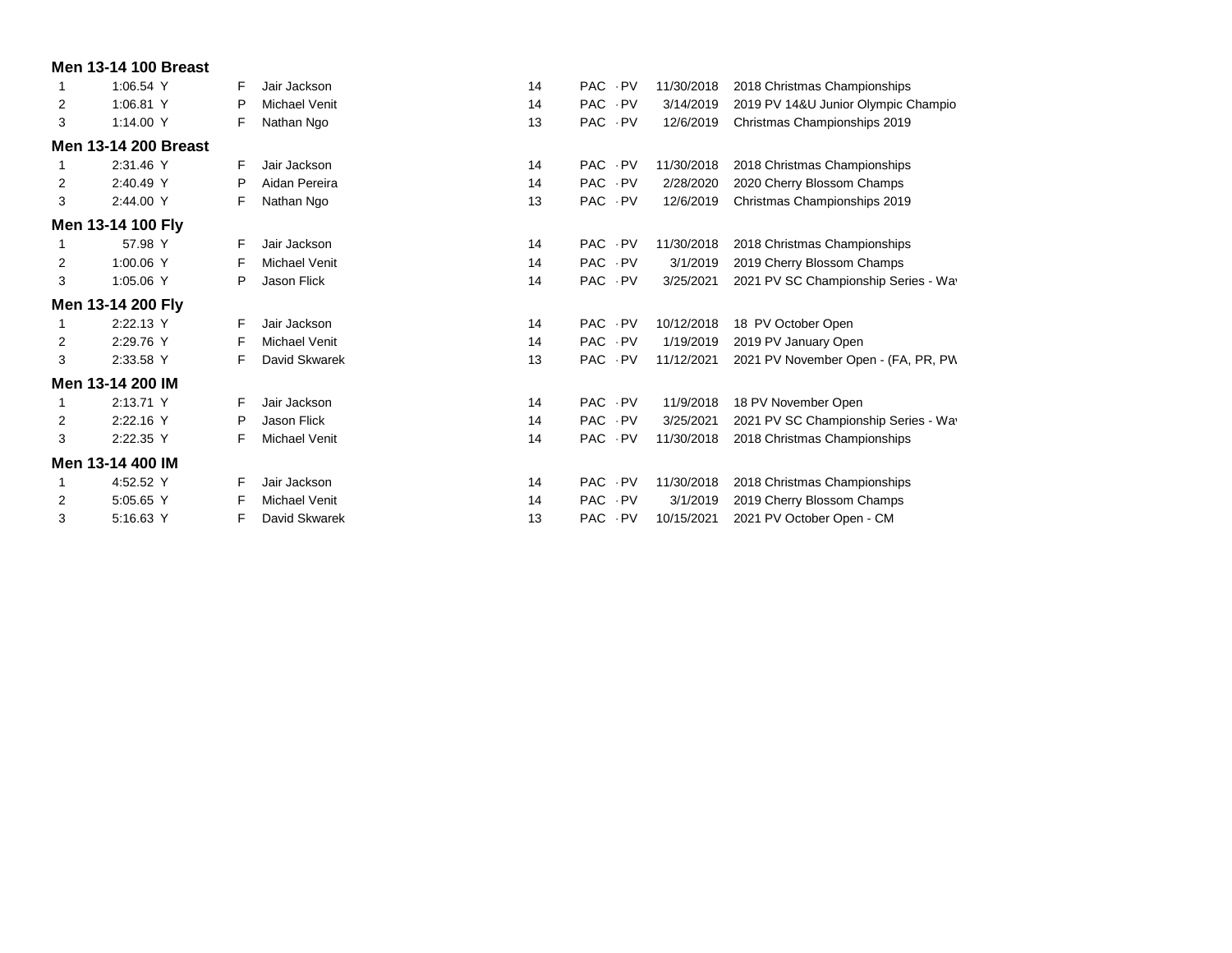**Men 13-14 100 Breast**

| | | | | | | | | |
|---|---|---|---|---|---|---|---|---|
| 1 | 1:06.54 Y | F | Jair Jackson | 14 | PAC | -PV | 11/30/2018 | 2018 Christmas Championships |
| 2 | 1:06.81 Y | P | Michael Venit | 14 | PAC | -PV | 3/14/2019 | 2019 PV 14&U Junior Olympic Champio |
| 3 | 1:14.00 Y | F | Nathan Ngo | 13 | PAC | -PV | 12/6/2019 | Christmas Championships 2019 |

**Men 13-14 200 Breast**

| | | | | | | | | |
|---|---|---|---|---|---|---|---|---|
| 1 | 2:31.46 Y | F | Jair Jackson | 14 | PAC | -PV | 11/30/2018 | 2018 Christmas Championships |
| 2 | 2:40.49 Y | P | Aidan Pereira | 14 | PAC | -PV | 2/28/2020 | 2020 Cherry Blossom Champs |
| 3 | 2:44.00 Y | F | Nathan Ngo | 13 | PAC | -PV | 12/6/2019 | Christmas Championships 2019 |

**Men 13-14 100 Fly**

| | | | | | | | | |
|---|---|---|---|---|---|---|---|---|
| 1 | 57.98 Y | F | Jair Jackson | 14 | PAC | -PV | 11/30/2018 | 2018 Christmas Championships |
| 2 | 1:00.06 Y | F | Michael Venit | 14 | PAC | -PV | 3/1/2019 | 2019 Cherry Blossom Champs |
| 3 | 1:05.06 Y | P | Jason Flick | 14 | PAC | -PV | 3/25/2021 | 2021 PV SC Championship Series - Wa |

**Men 13-14 200 Fly**

| | | | | | | | | |
|---|---|---|---|---|---|---|---|---|
| 1 | 2:22.13 Y | F | Jair Jackson | 14 | PAC | -PV | 10/12/2018 | 18 PV October Open |
| 2 | 2:29.76 Y | F | Michael Venit | 14 | PAC | -PV | 1/19/2019 | 2019 PV January Open |
| 3 | 2:33.58 Y | F | David Skwarek | 13 | PAC | -PV | 11/12/2021 | 2021 PV November Open - (FA, PR, PW |

**Men 13-14 200 IM**

| | | | | | | | | |
|---|---|---|---|---|---|---|---|---|
| 1 | 2:13.71 Y | F | Jair Jackson | 14 | PAC | -PV | 11/9/2018 | 18 PV November Open |
| 2 | 2:22.16 Y | P | Jason Flick | 14 | PAC | -PV | 3/25/2021 | 2021 PV SC Championship Series - Wa |
| 3 | 2:22.35 Y | F | Michael Venit | 14 | PAC | -PV | 11/30/2018 | 2018 Christmas Championships |

**Men 13-14 400 IM**

| | | | | | | | | |
|---|---|---|---|---|---|---|---|---|
| 1 | 4:52.52 Y | F | Jair Jackson | 14 | PAC | -PV | 11/30/2018 | 2018 Christmas Championships |
| 2 | 5:05.65 Y | F | Michael Venit | 14 | PAC | -PV | 3/1/2019 | 2019 Cherry Blossom Champs |
| 3 | 5:16.63 Y | F | David Skwarek | 13 | PAC | -PV | 10/15/2021 | 2021 PV October Open - CM |